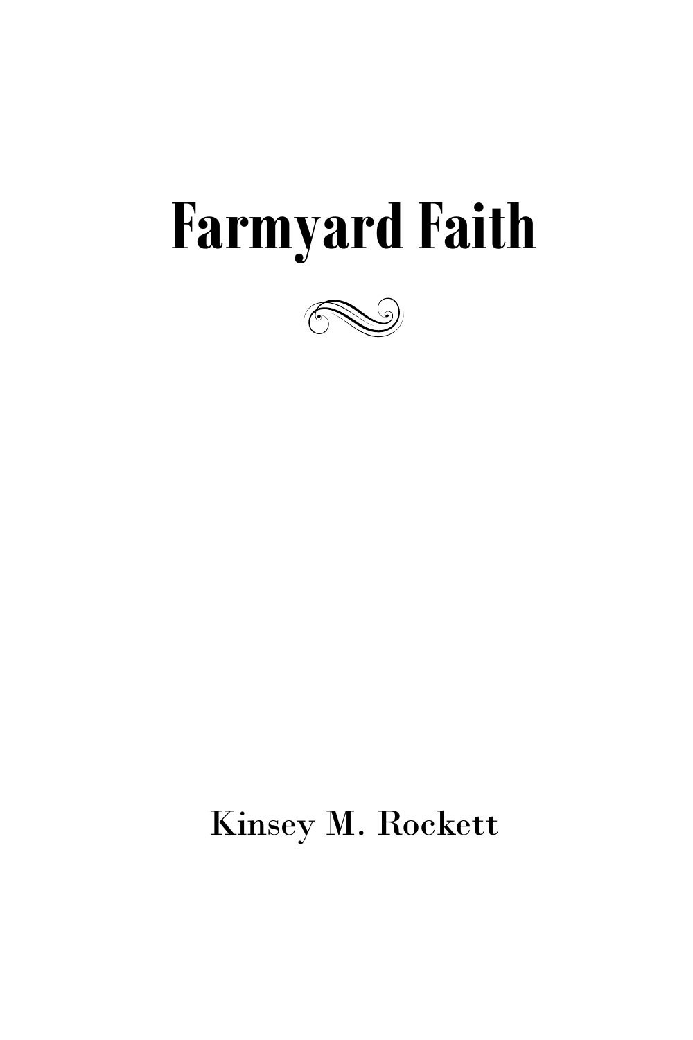# Farmyard Faith

Kinsey M. Rockett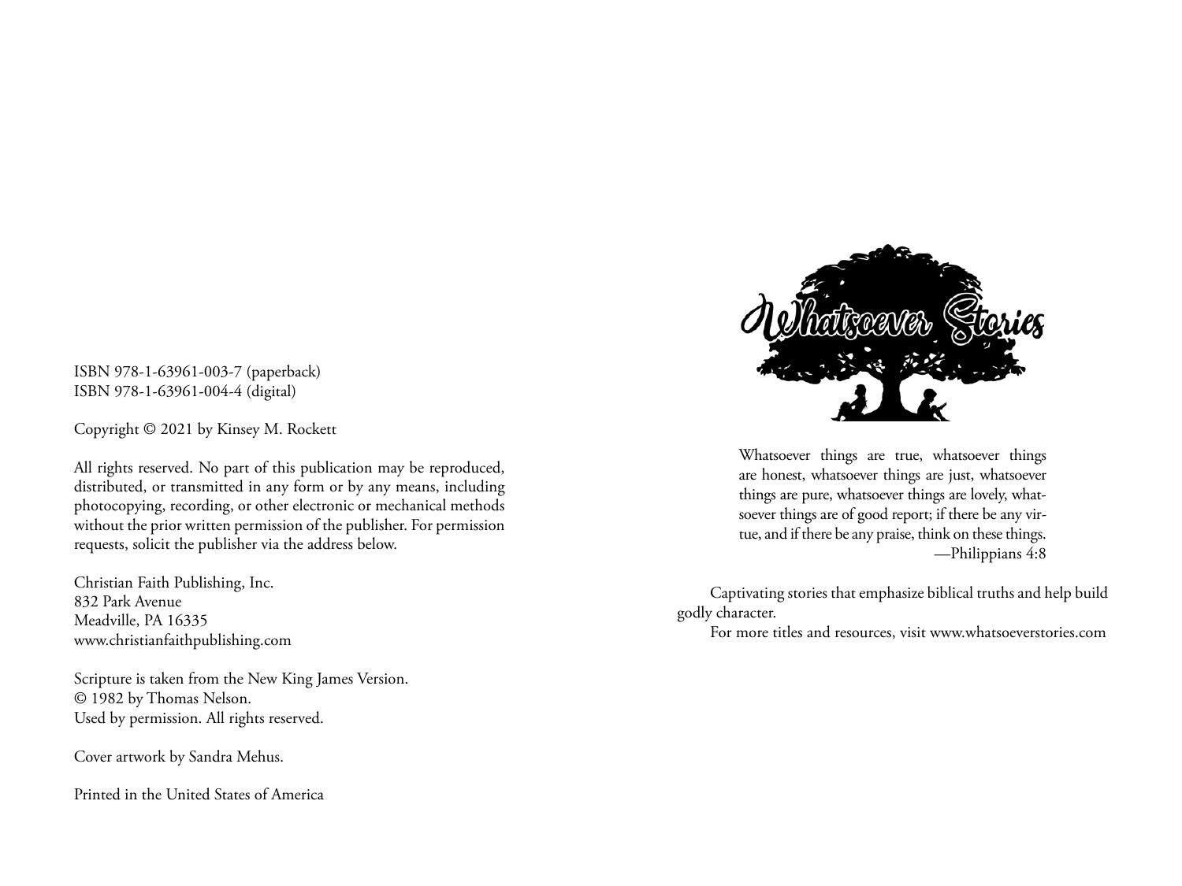ISBN 978-1-63961-003-7 (paperback)
ISBN 978-1-63961-004-4 (digital)

Copyright © 2021 by Kinsey M. Rockett

All rights reserved. No part of this publication may be reproduced, distributed, or transmitted in any form or by any means, including photocopying, recording, or other electronic or mechanical methods without the prior written permission of the publisher. For permission requests, solicit the publisher via the address below.

Christian Faith Publishing, Inc.
832 Park Avenue
Meadville, PA 16335
www.christianfaithpublishing.com

Scripture is taken from the New King James Version.
© 1982 by Thomas Nelson.
Used by permission. All rights reserved.

Cover artwork by Sandra Mehus.

Printed in the United States of America

Whatsoever Stories

> Whatsoever things are true, whatsoever things are honest, whatsoever things are just, whatsoever things are pure, whatsoever things are lovely, whatsoever things are of good report; if there be any virtue, and if there be any praise, think on these things.
> —Philippians 4:8

Captivating stories that emphasize biblical truths and help build godly character.

For more titles and resources, visit www.whatsoeverstories.com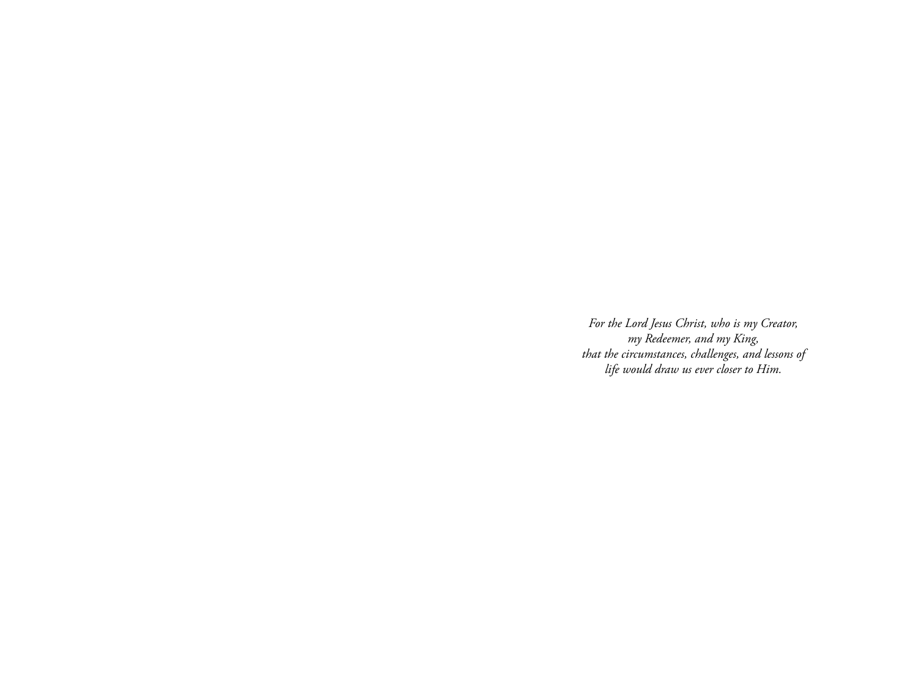*For the Lord Jesus Christ, who is my Creator,*
*my Redeemer, and my King,*
*that the circumstances, challenges, and lessons of*
*life would draw us ever closer to Him.*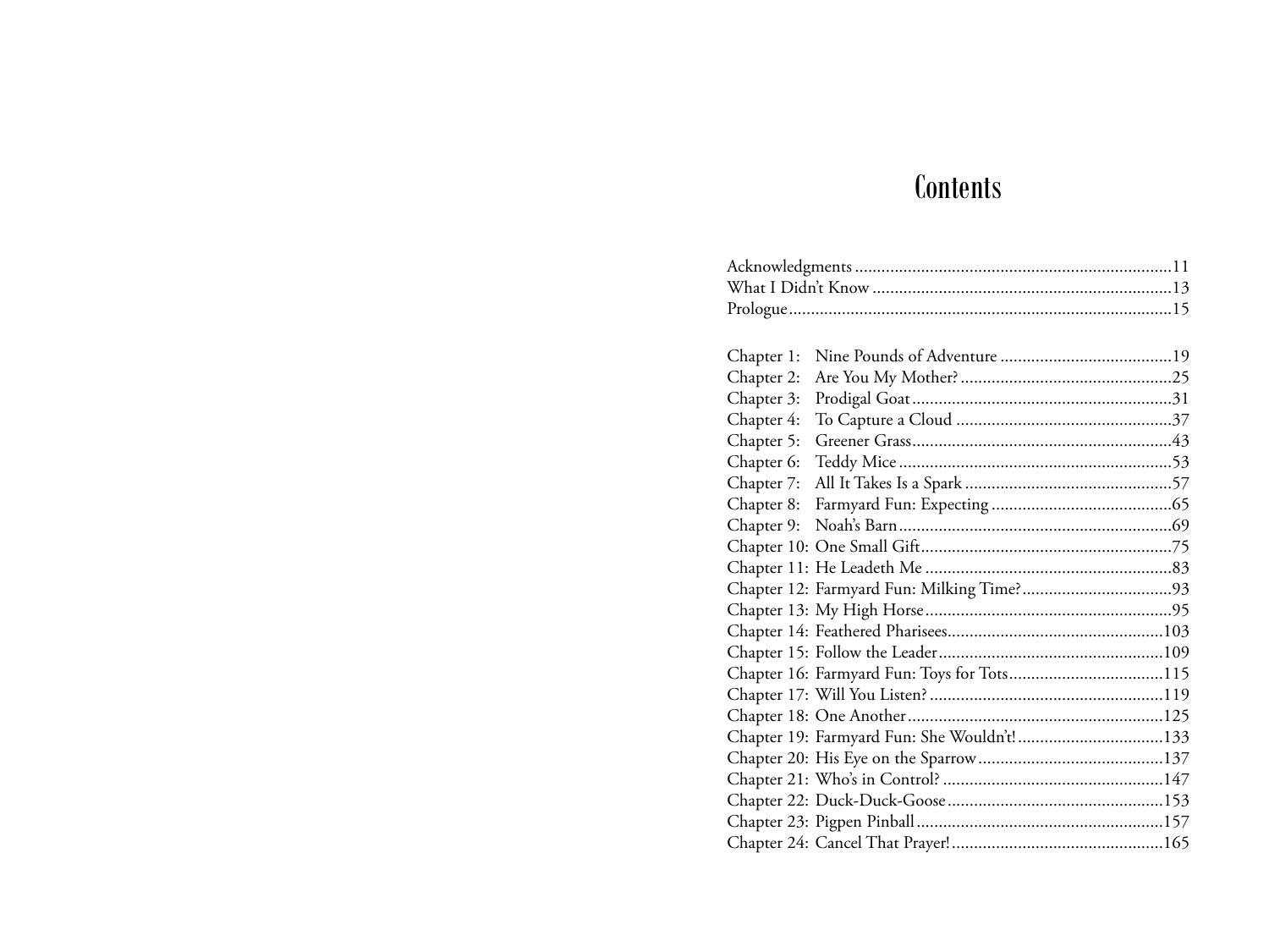# Contents

Acknowledgments ....................................................................11
What I Didn't Know ...................................................................13
Prologue.....................................................................................15

Chapter 1: Nine Pounds of Adventure .......................................19
Chapter 2: Are You My Mother? ................................................25
Chapter 3: Prodigal Goat ...........................................................31
Chapter 4: To Capture a Cloud .................................................37
Chapter 5: Greener Grass...........................................................43
Chapter 6: Teddy Mice ..............................................................53
Chapter 7: All It Takes Is a Spark ...............................................57
Chapter 8: Farmyard Fun: Expecting .........................................65
Chapter 9: Noah's Barn..............................................................69
Chapter 10: One Small Gift.........................................................75
Chapter 11: He Leadeth Me ........................................................83
Chapter 12: Farmyard Fun: Milking Time?..................................93
Chapter 13: My High Horse........................................................95
Chapter 14: Feathered Pharisees.................................................103
Chapter 15: Follow the Leader...................................................109
Chapter 16: Farmyard Fun: Toys for Tots...................................115
Chapter 17: Will You Listen? .....................................................119
Chapter 18: One Another ..........................................................125
Chapter 19: Farmyard Fun: She Wouldn't! .................................133
Chapter 20: His Eye on the Sparrow ..........................................137
Chapter 21: Who's in Control? ..................................................147
Chapter 22: Duck-Duck-Goose .................................................153
Chapter 23: Pigpen Pinball ........................................................157
Chapter 24: Cancel That Prayer! ................................................165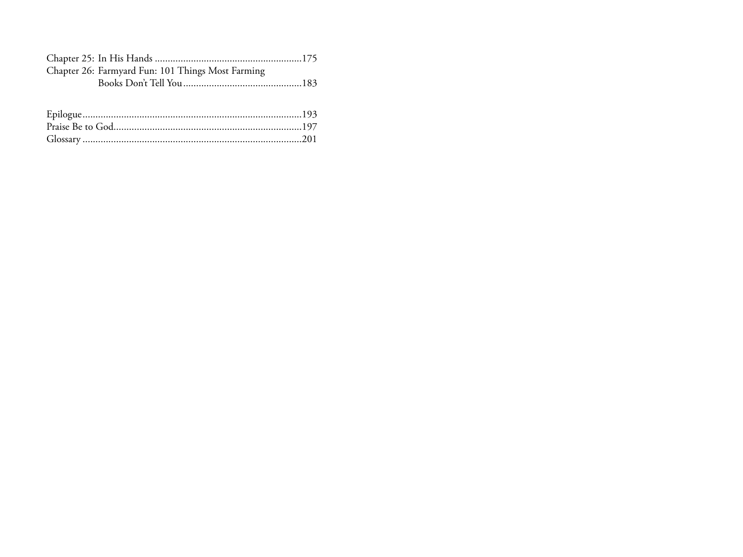Chapter 25: In His Hands ........................................................175
Chapter 26: Farmyard Fun: 101 Things Most Farming Books Don't Tell You..............................................183

Epilogue.....................................................................................193
Praise Be to God........................................................................197
Glossary .....................................................................................201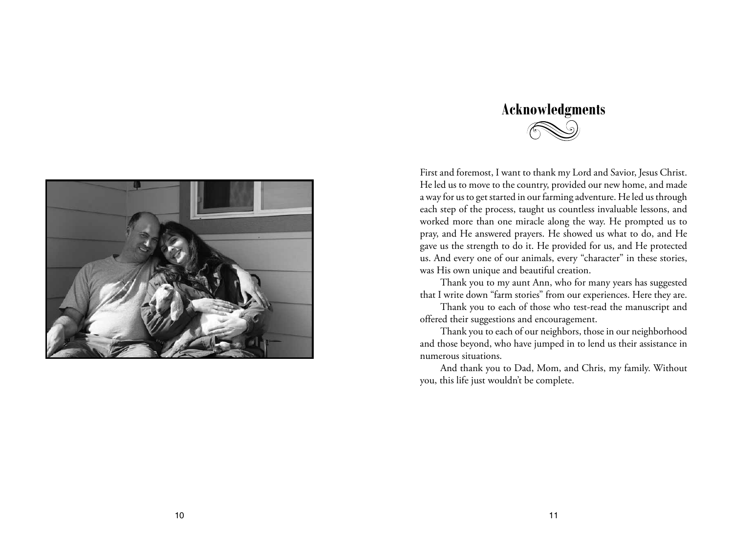# Acknowledgments

First and foremost, I want to thank my Lord and Savior, Jesus Christ. He led us to move to the country, provided our new home, and made a way for us to get started in our farming adventure. He led us through each step of the process, taught us countless invaluable lessons, and worked more than one miracle along the way. He prompted us to pray, and He answered prayers. He showed us what to do, and He gave us the strength to do it. He provided for us, and He protected us. And every one of our animals, every "character" in these stories, was His own unique and beautiful creation.

Thank you to my aunt Ann, who for many years has suggested that I write down "farm stories" from our experiences. Here they are.

Thank you to each of those who test-read the manuscript and offered their suggestions and encouragement.

Thank you to each of our neighbors, those in our neighborhood and those beyond, who have jumped in to lend us their assistance in numerous situations.

And thank you to Dad, Mom, and Chris, my family. Without you, this life just wouldn't be complete.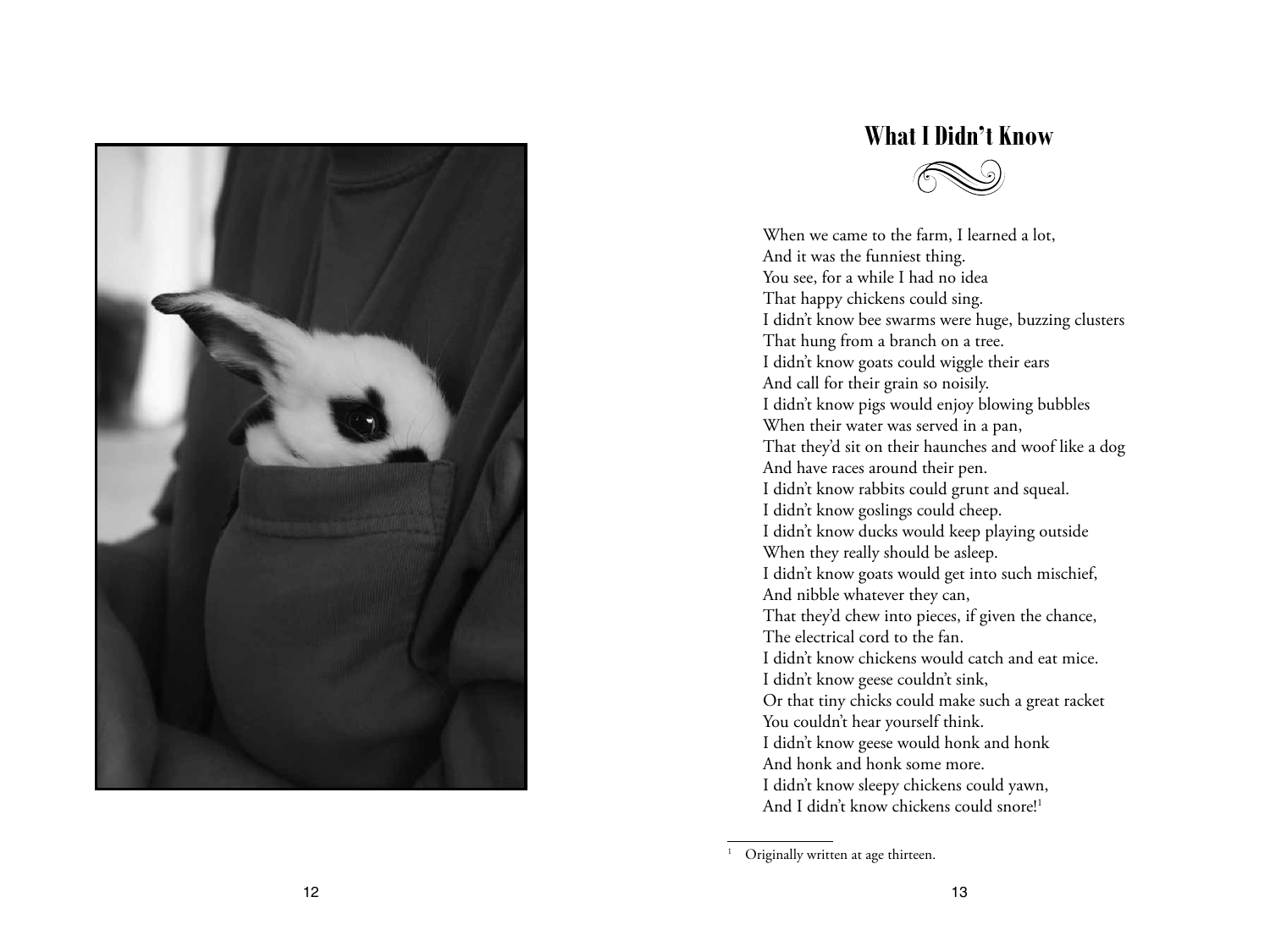# What I Didn't Know

When we came to the farm, I learned a lot,
And it was the funniest thing.
You see, for a while I had no idea
That happy chickens could sing.
I didn't know bee swarms were huge, buzzing clusters
That hung from a branch on a tree.
I didn't know goats could wiggle their ears
And call for their grain so noisily.
I didn't know pigs would enjoy blowing bubbles
When their water was served in a pan,
That they'd sit on their haunches and woof like a dog
And have races around their pen.
I didn't know rabbits could grunt and squeal.
I didn't know goslings could cheep.
I didn't know ducks would keep playing outside
When they really should be asleep.
I didn't know goats would get into such mischief,
And nibble whatever they can,
That they'd chew into pieces, if given the chance,
The electrical cord to the fan.
I didn't know chickens would catch and eat mice.
I didn't know geese couldn't sink,
Or that tiny chicks could make such a great racket
You couldn't hear yourself think.
I didn't know geese would honk and honk
And honk and honk some more.
I didn't know sleepy chickens could yawn,
And I didn't know chickens could snore![1]

---

[1] Originally written at age thirteen.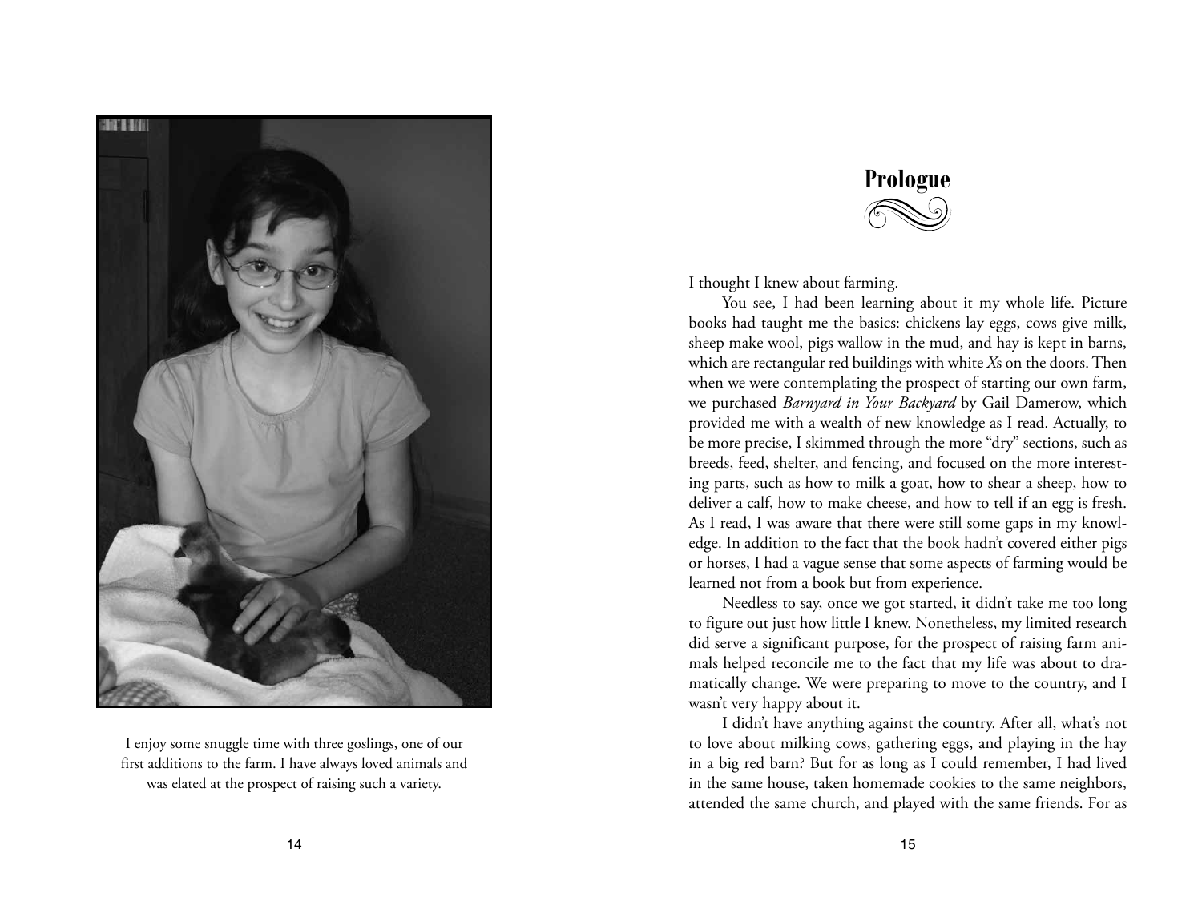I enjoy some snuggle time with three goslings, one of our first additions to the farm. I have always loved animals and was elated at the prospect of raising such a variety.

# Prologue

I thought I knew about farming.

You see, I had been learning about it my whole life. Picture books had taught me the basics: chickens lay eggs, cows give milk, sheep make wool, pigs wallow in the mud, and hay is kept in barns, which are rectangular red buildings with white *X*s on the doors. Then when we were contemplating the prospect of starting our own farm, we purchased *Barnyard in Your Backyard* by Gail Damerow, which provided me with a wealth of new knowledge as I read. Actually, to be more precise, I skimmed through the more "dry" sections, such as breeds, feed, shelter, and fencing, and focused on the more interesting parts, such as how to milk a goat, how to shear a sheep, how to deliver a calf, how to make cheese, and how to tell if an egg is fresh. As I read, I was aware that there were still some gaps in my knowledge. In addition to the fact that the book hadn't covered either pigs or horses, I had a vague sense that some aspects of farming would be learned not from a book but from experience.

Needless to say, once we got started, it didn't take me too long to figure out just how little I knew. Nonetheless, my limited research did serve a significant purpose, for the prospect of raising farm animals helped reconcile me to the fact that my life was about to dramatically change. We were preparing to move to the country, and I wasn't very happy about it.

I didn't have anything against the country. After all, what's not to love about milking cows, gathering eggs, and playing in the hay in a big red barn? But for as long as I could remember, I had lived in the same house, taken homemade cookies to the same neighbors, attended the same church, and played with the same friends. For as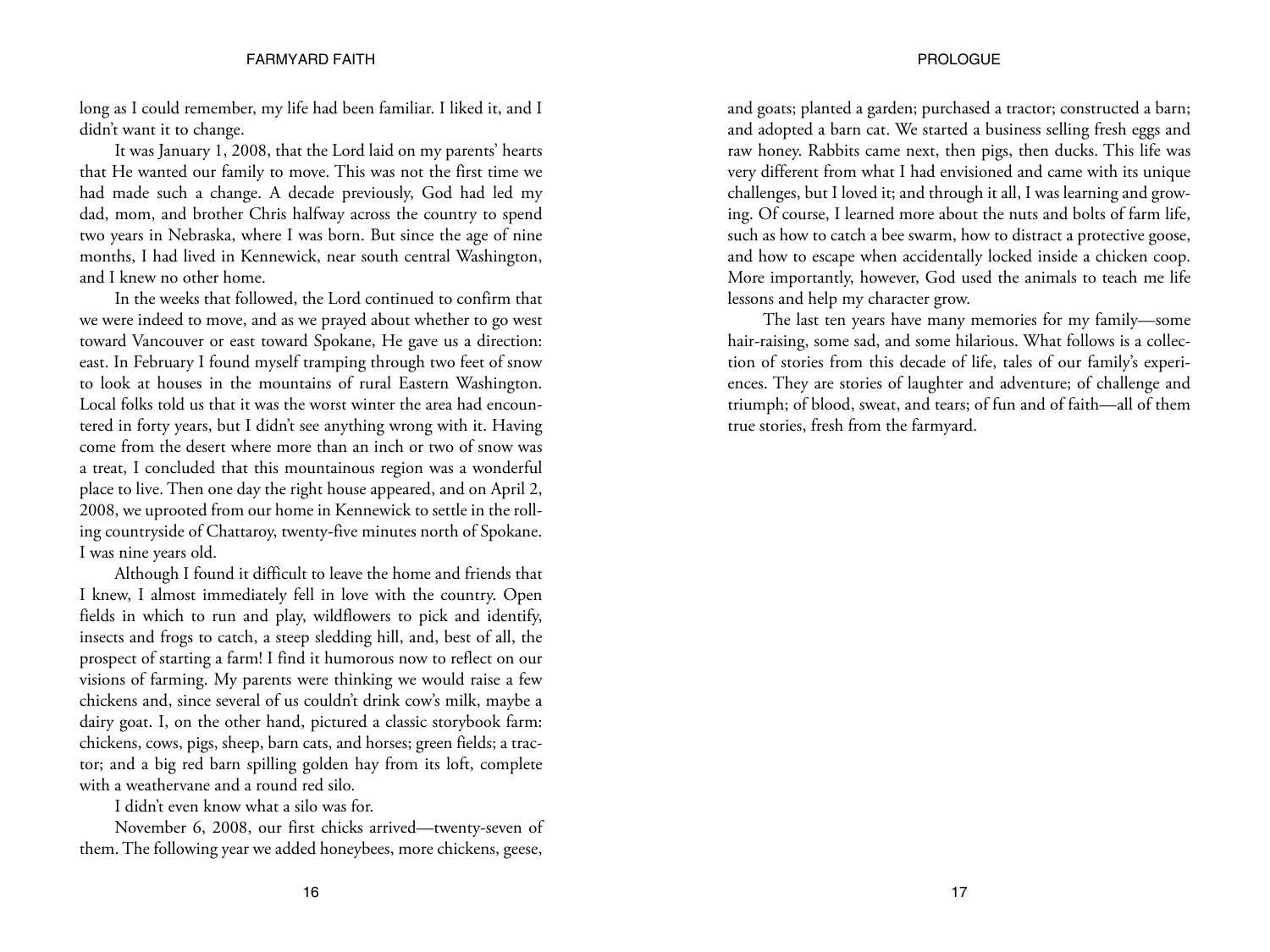long as I could remember, my life had been familiar. I liked it, and I didn't want it to change.

It was January 1, 2008, that the Lord laid on my parents' hearts that He wanted our family to move. This was not the first time we had made such a change. A decade previously, God had led my dad, mom, and brother Chris halfway across the country to spend two years in Nebraska, where I was born. But since the age of nine months, I had lived in Kennewick, near south central Washington, and I knew no other home.

In the weeks that followed, the Lord continued to confirm that we were indeed to move, and as we prayed about whether to go west toward Vancouver or east toward Spokane, He gave us a direction: east. In February I found myself tramping through two feet of snow to look at houses in the mountains of rural Eastern Washington. Local folks told us that it was the worst winter the area had encountered in forty years, but I didn't see anything wrong with it. Having come from the desert where more than an inch or two of snow was a treat, I concluded that this mountainous region was a wonderful place to live. Then one day the right house appeared, and on April 2, 2008, we uprooted from our home in Kennewick to settle in the rolling countryside of Chattaroy, twenty-five minutes north of Spokane. I was nine years old.

Although I found it difficult to leave the home and friends that I knew, I almost immediately fell in love with the country. Open fields in which to run and play, wildflowers to pick and identify, insects and frogs to catch, a steep sledding hill, and, best of all, the prospect of starting a farm! I find it humorous now to reflect on our visions of farming. My parents were thinking we would raise a few chickens and, since several of us couldn't drink cow's milk, maybe a dairy goat. I, on the other hand, pictured a classic storybook farm: chickens, cows, pigs, sheep, barn cats, and horses; green fields; a tractor; and a big red barn spilling golden hay from its loft, complete with a weathervane and a round red silo.

I didn't even know what a silo was for.

November 6, 2008, our first chicks arrived—twenty-seven of them. The following year we added honeybees, more chickens, geese, and goats; planted a garden; purchased a tractor; constructed a barn; and adopted a barn cat. We started a business selling fresh eggs and raw honey. Rabbits came next, then pigs, then ducks. This life was very different from what I had envisioned and came with its unique challenges, but I loved it; and through it all, I was learning and growing. Of course, I learned more about the nuts and bolts of farm life, such as how to catch a bee swarm, how to distract a protective goose, and how to escape when accidentally locked inside a chicken coop. More importantly, however, God used the animals to teach me life lessons and help my character grow.

The last ten years have many memories for my family—some hair-raising, some sad, and some hilarious. What follows is a collection of stories from this decade of life, tales of our family's experiences. They are stories of laughter and adventure; of challenge and triumph; of blood, sweat, and tears; of fun and of faith—all of them true stories, fresh from the farmyard.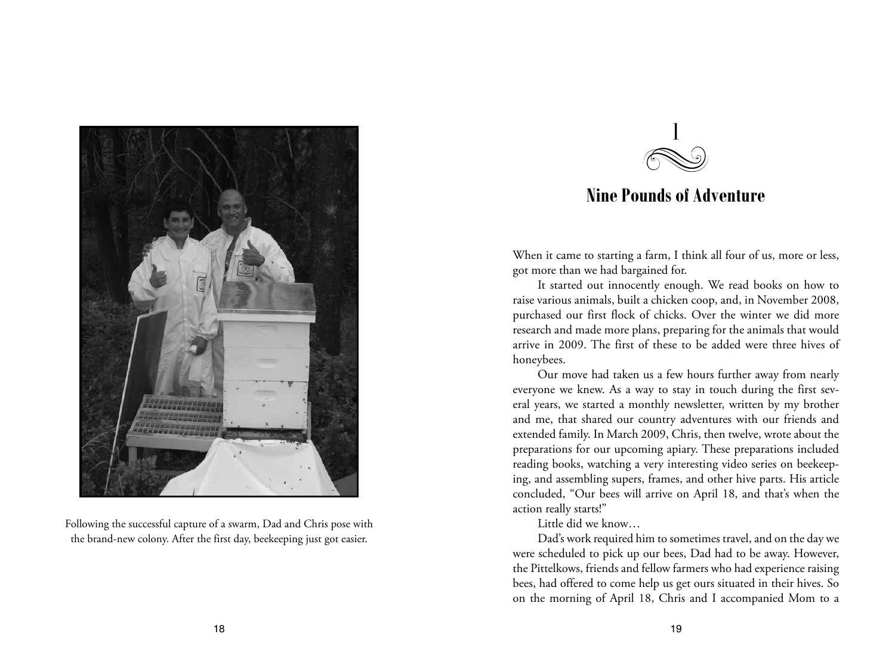Following the successful capture of a swarm, Dad and Chris pose with the brand-new colony. After the first day, beekeeping just got easier.

# 1

## Nine Pounds of Adventure

When it came to starting a farm, I think all four of us, more or less, got more than we had bargained for.

It started out innocently enough. We read books on how to raise various animals, built a chicken coop, and, in November 2008, purchased our first flock of chicks. Over the winter we did more research and made more plans, preparing for the animals that would arrive in 2009. The first of these to be added were three hives of honeybees.

Our move had taken us a few hours further away from nearly everyone we knew. As a way to stay in touch during the first several years, we started a monthly newsletter, written by my brother and me, that shared our country adventures with our friends and extended family. In March 2009, Chris, then twelve, wrote about the preparations for our upcoming apiary. These preparations included reading books, watching a very interesting video series on beekeeping, and assembling supers, frames, and other hive parts. His article concluded, "Our bees will arrive on April 18, and that's when the action really starts!"

Little did we know…

Dad's work required him to sometimes travel, and on the day we were scheduled to pick up our bees, Dad had to be away. However, the Pittelkows, friends and fellow farmers who had experience raising bees, had offered to come help us get ours situated in their hives. So on the morning of April 18, Chris and I accompanied Mom to a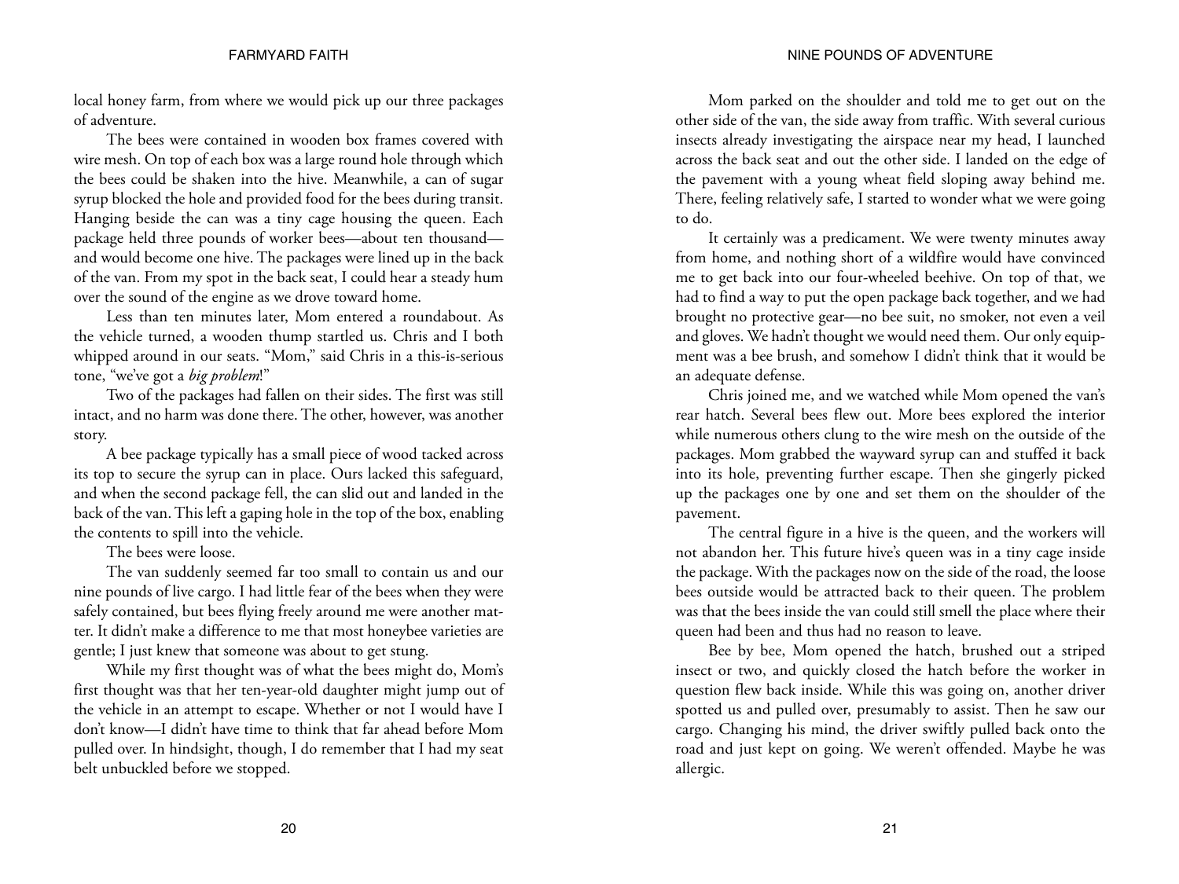local honey farm, from where we would pick up our three packages of adventure.

The bees were contained in wooden box frames covered with wire mesh. On top of each box was a large round hole through which the bees could be shaken into the hive. Meanwhile, a can of sugar syrup blocked the hole and provided food for the bees during transit. Hanging beside the can was a tiny cage housing the queen. Each package held three pounds of worker bees—about ten thousand—and would become one hive. The packages were lined up in the back of the van. From my spot in the back seat, I could hear a steady hum over the sound of the engine as we drove toward home.

Less than ten minutes later, Mom entered a roundabout. As the vehicle turned, a wooden thump startled us. Chris and I both whipped around in our seats. "Mom," said Chris in a this-is-serious tone, "we've got a *big problem*!"

Two of the packages had fallen on their sides. The first was still intact, and no harm was done there. The other, however, was another story.

A bee package typically has a small piece of wood tacked across its top to secure the syrup can in place. Ours lacked this safeguard, and when the second package fell, the can slid out and landed in the back of the van. This left a gaping hole in the top of the box, enabling the contents to spill into the vehicle.

The bees were loose.

The van suddenly seemed far too small to contain us and our nine pounds of live cargo. I had little fear of the bees when they were safely contained, but bees flying freely around me were another matter. It didn't make a difference to me that most honeybee varieties are gentle; I just knew that someone was about to get stung.

While my first thought was of what the bees might do, Mom's first thought was that her ten-year-old daughter might jump out of the vehicle in an attempt to escape. Whether or not I would have I don't know—I didn't have time to think that far ahead before Mom pulled over. In hindsight, though, I do remember that I had my seat belt unbuckled before we stopped.

Mom parked on the shoulder and told me to get out on the other side of the van, the side away from traffic. With several curious insects already investigating the airspace near my head, I launched across the back seat and out the other side. I landed on the edge of the pavement with a young wheat field sloping away behind me. There, feeling relatively safe, I started to wonder what we were going to do.

It certainly was a predicament. We were twenty minutes away from home, and nothing short of a wildfire would have convinced me to get back into our four-wheeled beehive. On top of that, we had to find a way to put the open package back together, and we had brought no protective gear—no bee suit, no smoker, not even a veil and gloves. We hadn't thought we would need them. Our only equipment was a bee brush, and somehow I didn't think that it would be an adequate defense.

Chris joined me, and we watched while Mom opened the van's rear hatch. Several bees flew out. More bees explored the interior while numerous others clung to the wire mesh on the outside of the packages. Mom grabbed the wayward syrup can and stuffed it back into its hole, preventing further escape. Then she gingerly picked up the packages one by one and set them on the shoulder of the pavement.

The central figure in a hive is the queen, and the workers will not abandon her. This future hive's queen was in a tiny cage inside the package. With the packages now on the side of the road, the loose bees outside would be attracted back to their queen. The problem was that the bees inside the van could still smell the place where their queen had been and thus had no reason to leave.

Bee by bee, Mom opened the hatch, brushed out a striped insect or two, and quickly closed the hatch before the worker in question flew back inside. While this was going on, another driver spotted us and pulled over, presumably to assist. Then he saw our cargo. Changing his mind, the driver swiftly pulled back onto the road and just kept on going. We weren't offended. Maybe he was allergic.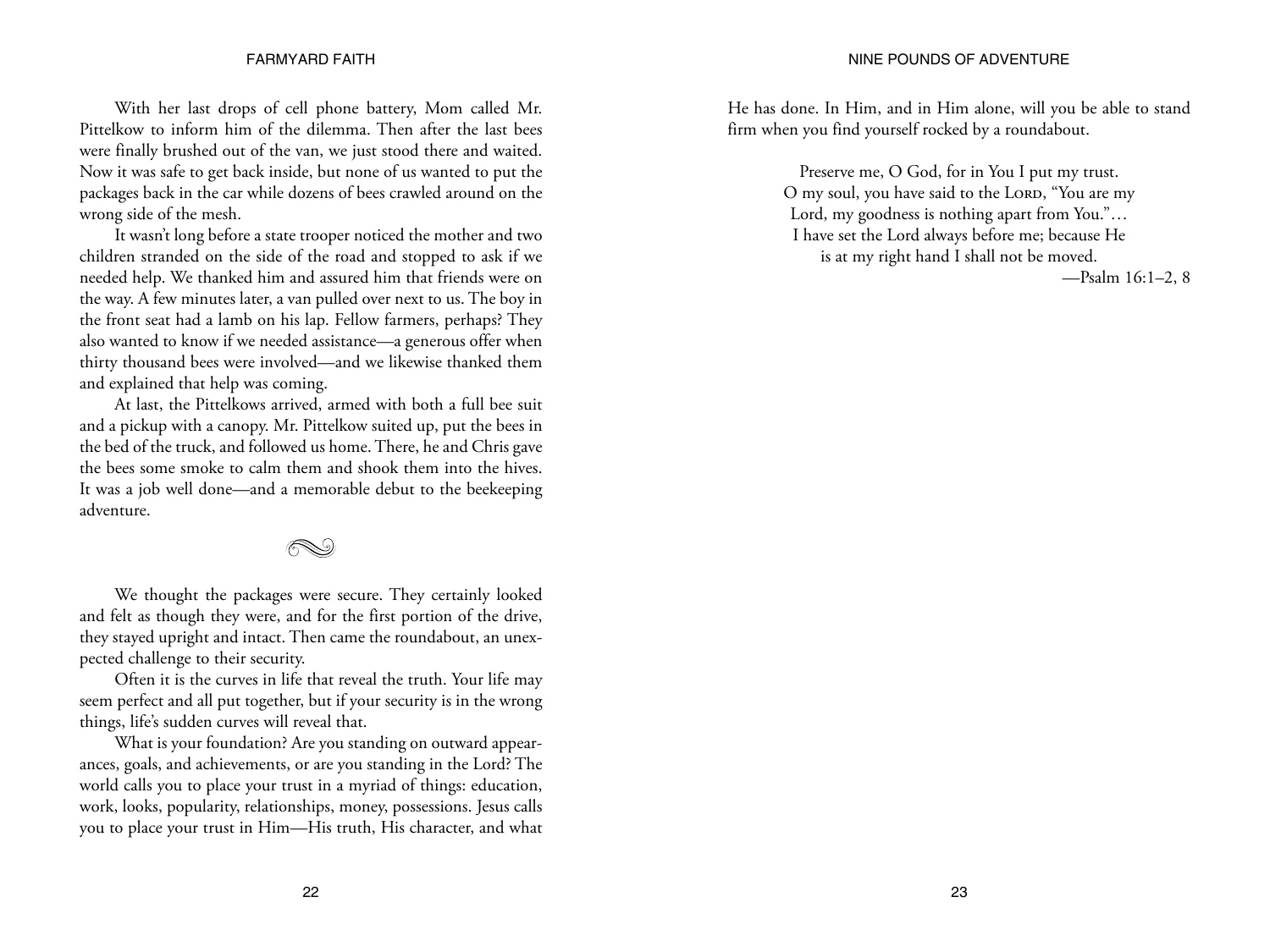With her last drops of cell phone battery, Mom called Mr. Pittelkow to inform him of the dilemma. Then after the last bees were finally brushed out of the van, we just stood there and waited. Now it was safe to get back inside, but none of us wanted to put the packages back in the car while dozens of bees crawled around on the wrong side of the mesh.

It wasn't long before a state trooper noticed the mother and two children stranded on the side of the road and stopped to ask if we needed help. We thanked him and assured him that friends were on the way. A few minutes later, a van pulled over next to us. The boy in the front seat had a lamb on his lap. Fellow farmers, perhaps? They also wanted to know if we needed assistance—a generous offer when thirty thousand bees were involved—and we likewise thanked them and explained that help was coming.

At last, the Pittelkows arrived, armed with both a full bee suit and a pickup with a canopy. Mr. Pittelkow suited up, put the bees in the bed of the truck, and followed us home. There, he and Chris gave the bees some smoke to calm them and shook them into the hives. It was a job well done—and a memorable debut to the beekeeping adventure.

We thought the packages were secure. They certainly looked and felt as though they were, and for the first portion of the drive, they stayed upright and intact. Then came the roundabout, an unexpected challenge to their security.

Often it is the curves in life that reveal the truth. Your life may seem perfect and all put together, but if your security is in the wrong things, life's sudden curves will reveal that.

What is your foundation? Are you standing on outward appearances, goals, and achievements, or are you standing in the Lord? The world calls you to place your trust in a myriad of things: education, work, looks, popularity, relationships, money, possessions. Jesus calls you to place your trust in Him—His truth, His character, and what He has done. In Him, and in Him alone, will you be able to stand firm when you find yourself rocked by a roundabout.

> Preserve me, O God, for in You I put my trust.
> O my soul, you have said to the LORD, "You are my Lord, my goodness is nothing apart from You."…
> I have set the Lord always before me; because He is at my right hand I shall not be moved.
>
> —Psalm 16:1–2, 8